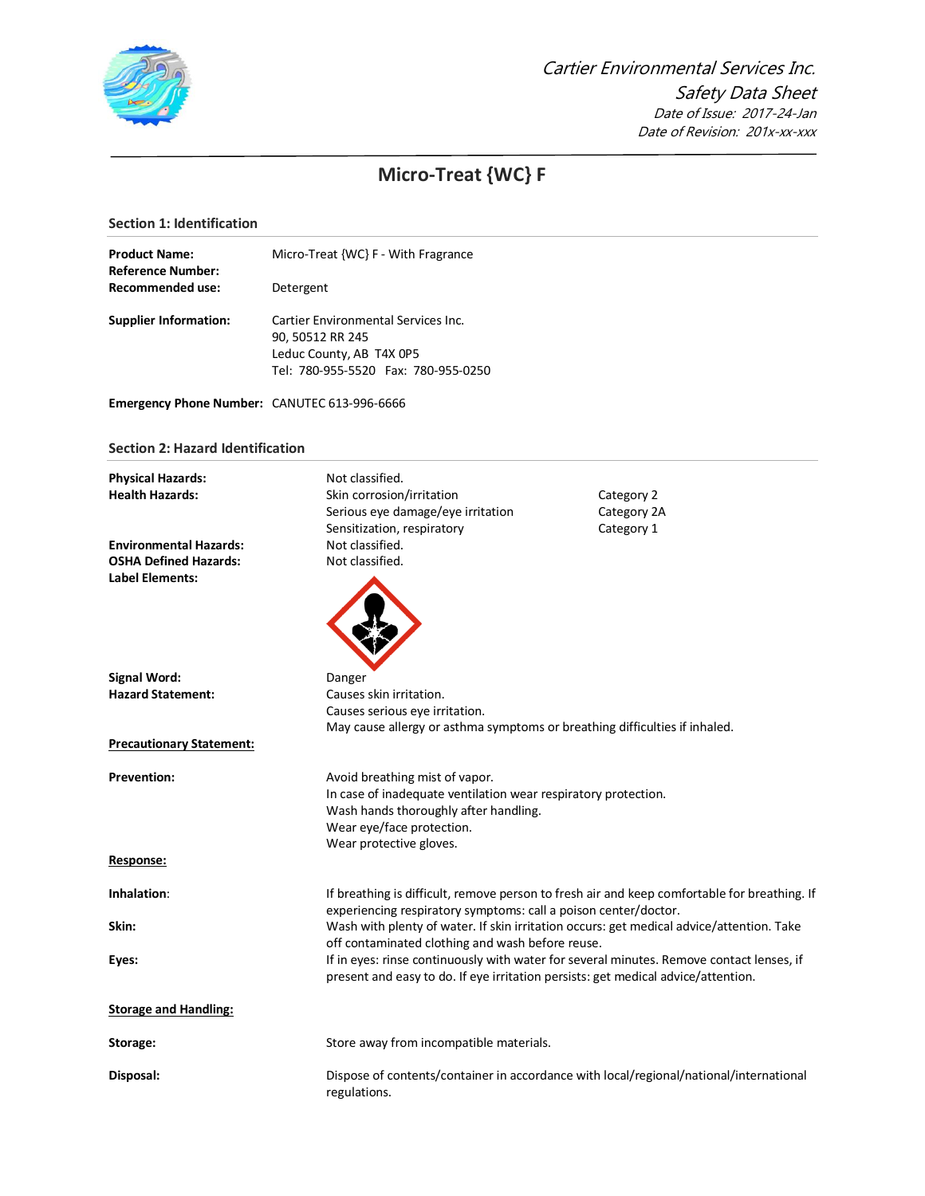*Cartier Environmental Services Inc.*

*Safety Data Sheet*

*Date of Issue: 2017-24-Jan*

*Date of Revision: 201x-xx-xxx*

# Micro-Treat {WC} F

## Section 1: Identification

| | |
|---|---|
| **Product Name:** | Micro-Treat {WC} F - With Fragrance |
| **Reference Number:** | |
| **Recommended use:** | Detergent |
| **Supplier Information:** | Cartier Environmental Services Inc.<br>90, 50512 RR 245<br>Leduc County, AB T4X 0P5<br>Tel: 780-955-5520 Fax: 780-955-0250 |
| **Emergency Phone Number:** | CANUTEC 613-996-6666 |

## Section 2: Hazard Identification

| | | |
|---|---|---|
| **Physical Hazards:** | Not classified. | |
| **Health Hazards:** | Skin corrosion/irritation | Category 2 |
| | Serious eye damage/eye irritation | Category 2A |
| | Sensitization, respiratory | Category 1 |
| **Environmental Hazards:** | Not classified. | |
| **OSHA Defined Hazards:** | Not classified. | |
| **Label Elements:** | | |

**Signal Word:** Danger

**Hazard Statement:**
Causes skin irritation.
Causes serious eye irritation.
May cause allergy or asthma symptoms or breathing difficulties if inhaled.

**Precautionary Statement:**

**Prevention:**
Avoid breathing mist of vapor.
In case of inadequate ventilation wear respiratory protection.
Wash hands thoroughly after handling.
Wear eye/face protection.
Wear protective gloves.

**Response:**

**Inhalation**: If breathing is difficult, remove person to fresh air and keep comfortable for breathing. If experiencing respiratory symptoms: call a poison center/doctor.

**Skin:** Wash with plenty of water. If skin irritation occurs: get medical advice/attention. Take off contaminated clothing and wash before reuse.

**Eyes:** If in eyes: rinse continuously with water for several minutes. Remove contact lenses, if present and easy to do. If eye irritation persists: get medical advice/attention.

**Storage and Handling:**

**Storage:** Store away from incompatible materials.

**Disposal:** Dispose of contents/container in accordance with local/regional/national/international regulations.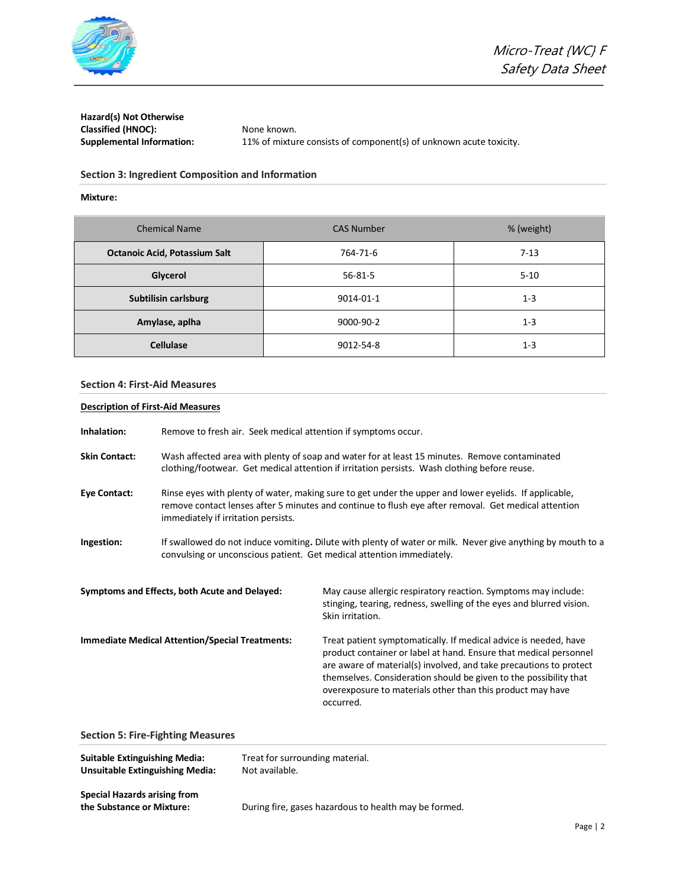**Hazard(s) Not Otherwise Classified (HNOC):** None known.

**Supplemental Information:** 11% of mixture consists of component(s) of unknown acute toxicity.

## Section 3: Ingredient Composition and Information

**Mixture:**

| Chemical Name | CAS Number | % (weight) |
|---|---|---|
| **Octanoic Acid, Potassium Salt** | 764-71-6 | 7-13 |
| **Glycerol** | 56-81-5 | 5-10 |
| **Subtilisin carlsburg** | 9014-01-1 | 1-3 |
| **Amylase, aplha** | 9000-90-2 | 1-3 |
| **Cellulase** | 9012-54-8 | 1-3 |

## Section 4: First-Aid Measures

**Description of First-Aid Measures**

**Inhalation:** Remove to fresh air. Seek medical attention if symptoms occur.

**Skin Contact:** Wash affected area with plenty of soap and water for at least 15 minutes. Remove contaminated clothing/footwear. Get medical attention if irritation persists. Wash clothing before reuse.

**Eye Contact:** Rinse eyes with plenty of water, making sure to get under the upper and lower eyelids. If applicable, remove contact lenses after 5 minutes and continue to flush eye after removal. Get medical attention immediately if irritation persists.

**Ingestion:** If swallowed do not induce vomiting. Dilute with plenty of water or milk. Never give anything by mouth to a convulsing or unconscious patient. Get medical attention immediately.

**Symptoms and Effects, both Acute and Delayed:** May cause allergic respiratory reaction. Symptoms may include: stinging, tearing, redness, swelling of the eyes and blurred vision. Skin irritation.

**Immediate Medical Attention/Special Treatments:** Treat patient symptomatically. If medical advice is needed, have product container or label at hand. Ensure that medical personnel are aware of material(s) involved, and take precautions to protect themselves. Consideration should be given to the possibility that overexposure to materials other than this product may have occurred.

## Section 5: Fire-Fighting Measures

**Suitable Extinguishing Media:** Treat for surrounding material.

**Unsuitable Extinguishing Media:** Not available.

**Special Hazards arising from the Substance or Mixture:** During fire, gases hazardous to health may be formed.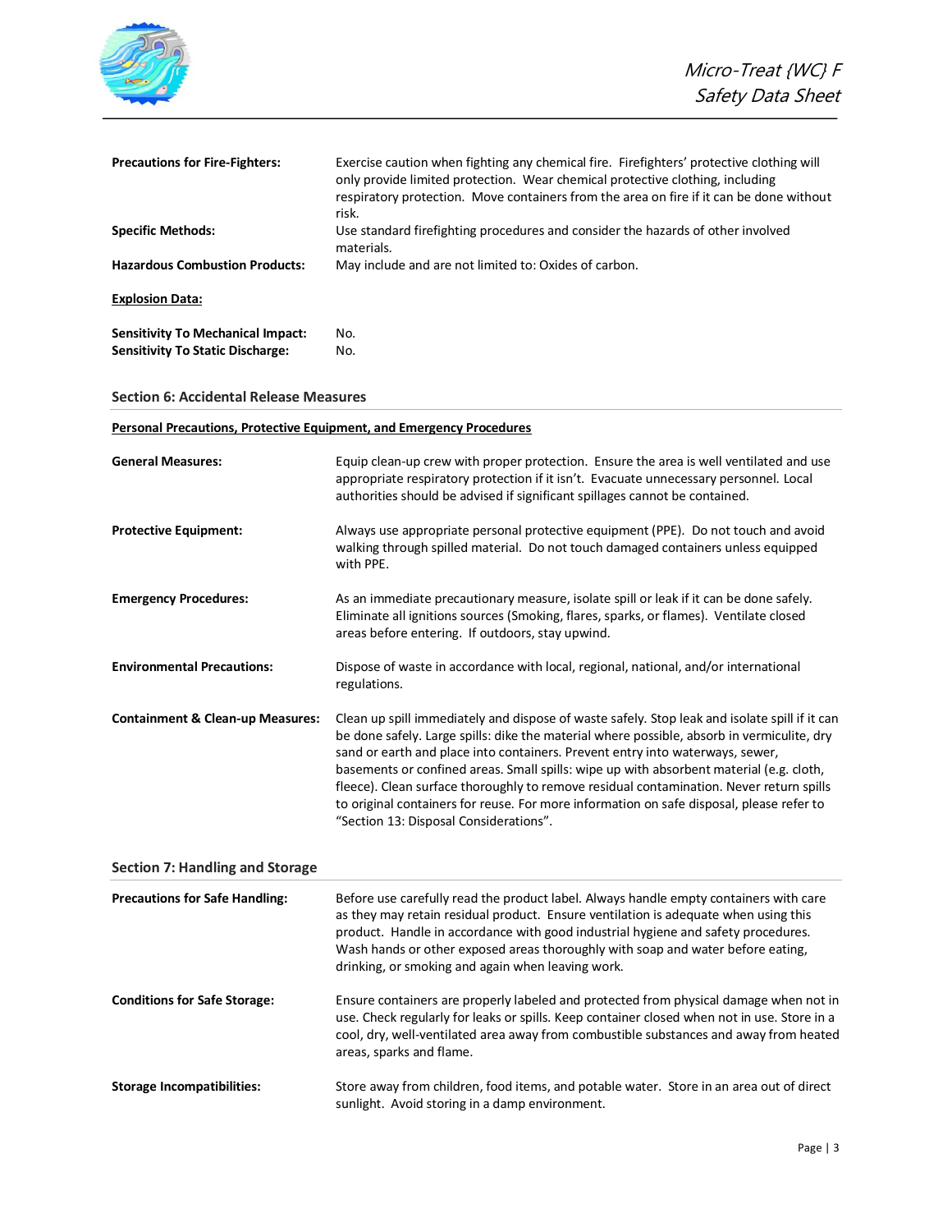**Precautions for Fire-Fighters:** Exercise caution when fighting any chemical fire. Firefighters' protective clothing will only provide limited protection. Wear chemical protective clothing, including respiratory protection. Move containers from the area on fire if it can be done without risk.

**Specific Methods:** Use standard firefighting procedures and consider the hazards of other involved materials.

**Hazardous Combustion Products:** May include and are not limited to: Oxides of carbon.

**Explosion Data:**

**Sensitivity To Mechanical Impact:** No.

**Sensitivity To Static Discharge:** No.

## Section 6: Accidental Release Measures

**Personal Precautions, Protective Equipment, and Emergency Procedures**

**General Measures:** Equip clean-up crew with proper protection. Ensure the area is well ventilated and use appropriate respiratory protection if it isn't. Evacuate unnecessary personnel. Local authorities should be advised if significant spillages cannot be contained.

**Protective Equipment:** Always use appropriate personal protective equipment (PPE). Do not touch and avoid walking through spilled material. Do not touch damaged containers unless equipped with PPE.

**Emergency Procedures:** As an immediate precautionary measure, isolate spill or leak if it can be done safely. Eliminate all ignitions sources (Smoking, flares, sparks, or flames). Ventilate closed areas before entering. If outdoors, stay upwind.

**Environmental Precautions:** Dispose of waste in accordance with local, regional, national, and/or international regulations.

**Containment & Clean-up Measures:** Clean up spill immediately and dispose of waste safely. Stop leak and isolate spill if it can be done safely. Large spills: dike the material where possible, absorb in vermiculite, dry sand or earth and place into containers. Prevent entry into waterways, sewer, basements or confined areas. Small spills: wipe up with absorbent material (e.g. cloth, fleece). Clean surface thoroughly to remove residual contamination. Never return spills to original containers for reuse. For more information on safe disposal, please refer to "Section 13: Disposal Considerations".

## Section 7: Handling and Storage

**Precautions for Safe Handling:** Before use carefully read the product label. Always handle empty containers with care as they may retain residual product. Ensure ventilation is adequate when using this product. Handle in accordance with good industrial hygiene and safety procedures. Wash hands or other exposed areas thoroughly with soap and water before eating, drinking, or smoking and again when leaving work.

**Conditions for Safe Storage:** Ensure containers are properly labeled and protected from physical damage when not in use. Check regularly for leaks or spills. Keep container closed when not in use. Store in a cool, dry, well-ventilated area away from combustible substances and away from heated areas, sparks and flame.

**Storage Incompatibilities:** Store away from children, food items, and potable water. Store in an area out of direct sunlight. Avoid storing in a damp environment.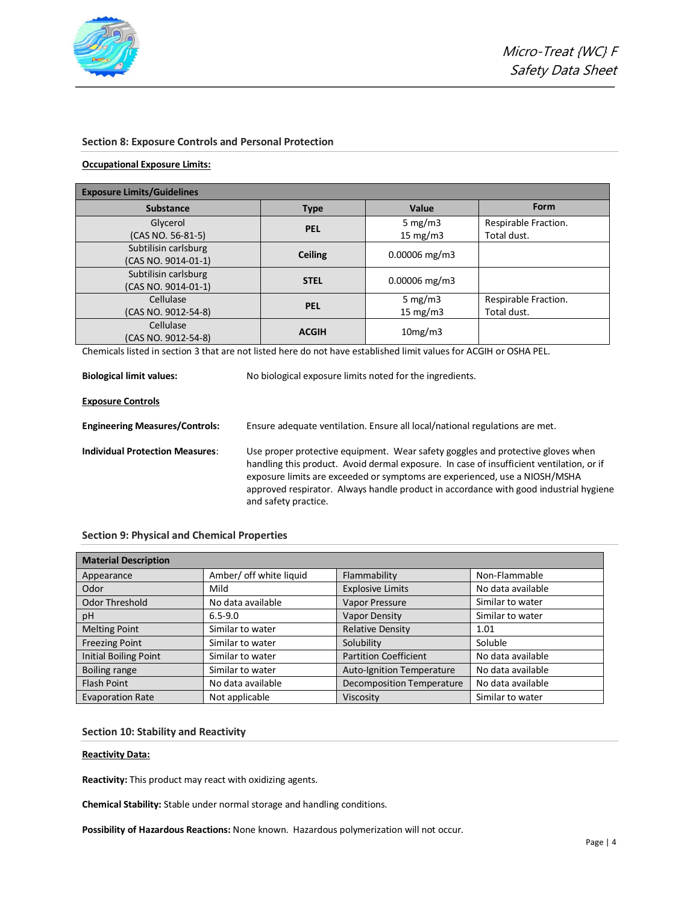## Section 8: Exposure Controls and Personal Protection

**Occupational Exposure Limits:**

| Exposure Limits/Guidelines | | | |
|---|---|---|---|
| **Substance** | **Type** | **Value** | **Form** |
| Glycerol (CAS NO. 56-81-5) | **PEL** | 5 mg/m3<br>15 mg/m3 | Respirable Fraction.<br>Total dust. |
| Subtilisin carlsburg (CAS NO. 9014-01-1) | **Ceiling** | 0.00006 mg/m3 | |
| Subtilisin carlsburg (CAS NO. 9014-01-1) | **STEL** | 0.00006 mg/m3 | |
| Cellulase (CAS NO. 9012-54-8) | **PEL** | 5 mg/m3<br>15 mg/m3 | Respirable Fraction.<br>Total dust. |
| Cellulase (CAS NO. 9012-54-8) | **ACGIH** | 10mg/m3 | |

Chemicals listed in section 3 that are not listed here do not have established limit values for ACGIH or OSHA PEL.

**Biological limit values:** No biological exposure limits noted for the ingredients.

**Exposure Controls**

**Engineering Measures/Controls:** Ensure adequate ventilation. Ensure all local/national regulations are met.

**Individual Protection Measures:** Use proper protective equipment. Wear safety goggles and protective gloves when handling this product. Avoid dermal exposure. In case of insufficient ventilation, or if exposure limits are exceeded or symptoms are experienced, use a NIOSH/MSHA approved respirator. Always handle product in accordance with good industrial hygiene and safety practice.

## Section 9: Physical and Chemical Properties

| Material Description | | | |
|---|---|---|---|
| Appearance | Amber/ off white liquid | Flammability | Non-Flammable |
| Odor | Mild | Explosive Limits | No data available |
| Odor Threshold | No data available | Vapor Pressure | Similar to water |
| pH | 6.5-9.0 | Vapor Density | Similar to water |
| Melting Point | Similar to water | Relative Density | 1.01 |
| Freezing Point | Similar to water | Solubility | Soluble |
| Initial Boiling Point | Similar to water | Partition Coefficient | No data available |
| Boiling range | Similar to water | Auto-Ignition Temperature | No data available |
| Flash Point | No data available | Decomposition Temperature | No data available |
| Evaporation Rate | Not applicable | Viscosity | Similar to water |

## Section 10: Stability and Reactivity

**Reactivity Data:**

**Reactivity:** This product may react with oxidizing agents.

**Chemical Stability:** Stable under normal storage and handling conditions.

**Possibility of Hazardous Reactions:** None known. Hazardous polymerization will not occur.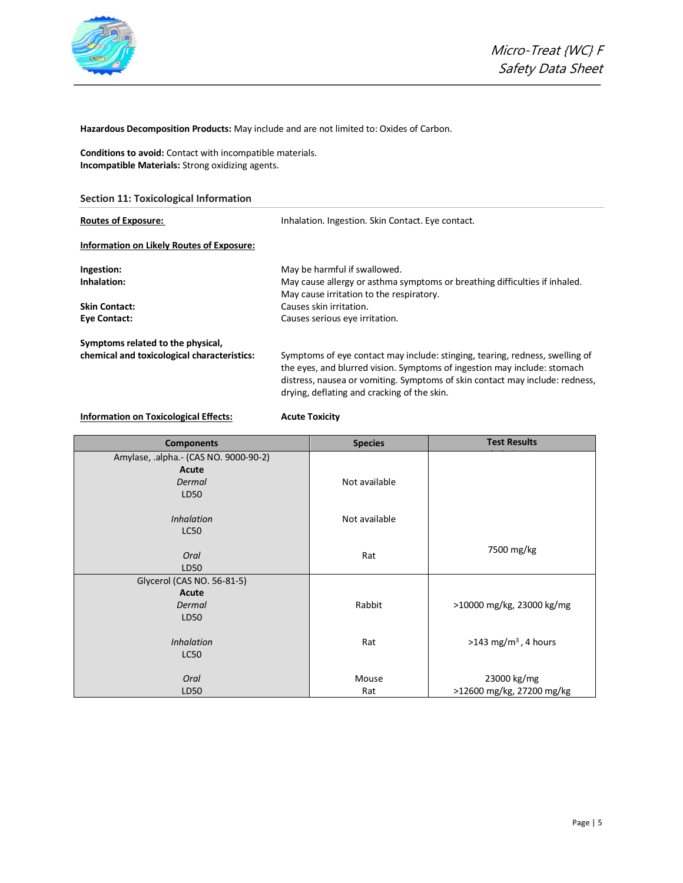**Hazardous Decomposition Products:** May include and are not limited to: Oxides of Carbon.

**Conditions to avoid:** Contact with incompatible materials.
**Incompatible Materials:** Strong oxidizing agents.

## Section 11: Toxicological Information

| | |
|---|---|
| **Routes of Exposure:** | Inhalation. Ingestion. Skin Contact. Eye contact. |
| **Information on Likely Routes of Exposure:** | |
| **Ingestion:** | May be harmful if swallowed. |
| **Inhalation:** | May cause allergy or asthma symptoms or breathing difficulties if inhaled. May cause irritation to the respiratory. |
| **Skin Contact:** | Causes skin irritation. |
| **Eye Contact:** | Causes serious eye irritation. |
| **Symptoms related to the physical, chemical and toxicological characteristics:** | Symptoms of eye contact may include: stinging, tearing, redness, swelling of the eyes, and blurred vision. Symptoms of ingestion may include: stomach distress, nausea or vomiting. Symptoms of skin contact may include: redness, drying, deflating and cracking of the skin. |
| **Information on Toxicological Effects:** | **Acute Toxicity** |

| Components | Species | Test Results |
|---|---|---|
| Amylase, .alpha.- (CAS NO. 9000-90-2) **Acute** | | |
| *Dermal* LD50 | Not available | |
| *Inhalation* LC50 | Not available | |
| *Oral* LD50 | Rat | 7500 mg/kg |
| Glycerol (CAS NO. 56-81-5) **Acute** | | |
| *Dermal* LD50 | Rabbit | >10000 mg/kg, 23000 kg/mg |
| *Inhalation* LC50 | Rat | >143 mg/m$^3$, 4 hours |
| *Oral* LD50 | Mouse<br>Rat | 23000 kg/mg<br>>12600 mg/kg, 27200 mg/kg |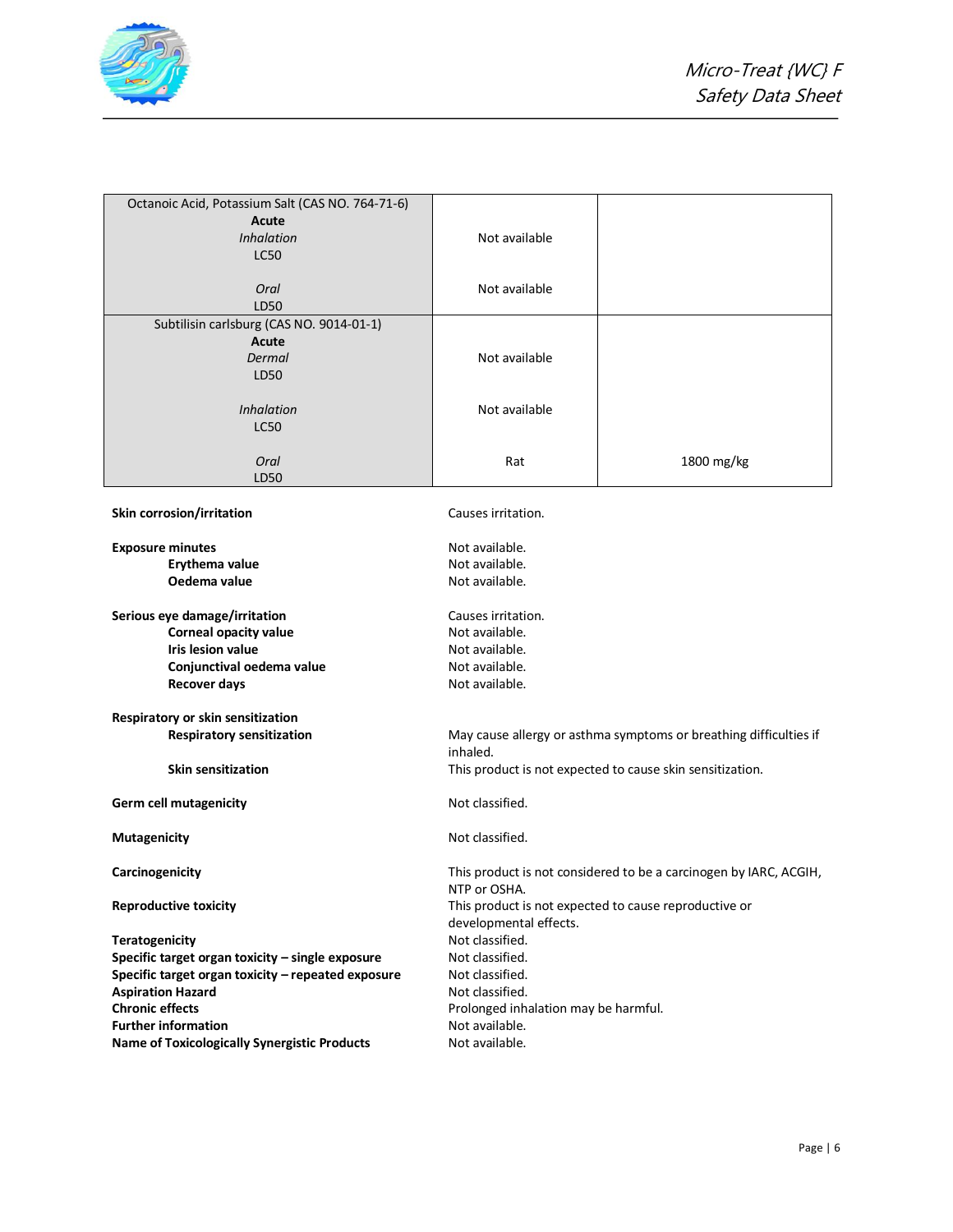| | | |
|---|---|---|
| Octanoic Acid, Potassium Salt (CAS NO. 764-71-6) | | |
| **Acute** | | |
| *Inhalation* LC50 | Not available | |
| *Oral* LD50 | Not available | |
| Subtilisin carlsburg (CAS NO. 9014-01-1) | | |
| **Acute** | | |
| *Dermal* LD50 | Not available | |
| *Inhalation* LC50 | Not available | |
| *Oral* LD50 | Rat | 1800 mg/kg |

**Skin corrosion/irritation** — Causes irritation.

**Exposure minutes** — Not available.
**Erythema value** — Not available.
**Oedema value** — Not available.

**Serious eye damage/irritation** — Causes irritation.
**Corneal opacity value** — Not available.
**Iris lesion value** — Not available.
**Conjunctival oedema value** — Not available.
**Recover days** — Not available.

**Respiratory or skin sensitization**
**Respiratory sensitization** — May cause allergy or asthma symptoms or breathing difficulties if inhaled.
**Skin sensitization** — This product is not expected to cause skin sensitization.

**Germ cell mutagenicity** — Not classified.

**Mutagenicity** — Not classified.

**Carcinogenicity** — This product is not considered to be a carcinogen by IARC, ACGIH, NTP or OSHA.

**Reproductive toxicity** — This product is not expected to cause reproductive or developmental effects.

**Teratogenicity** — Not classified.
**Specific target organ toxicity – single exposure** — Not classified.
**Specific target organ toxicity – repeated exposure** — Not classified.
**Aspiration Hazard** — Not classified.
**Chronic effects** — Prolonged inhalation may be harmful.
**Further information** — Not available.
**Name of Toxicologically Synergistic Products** — Not available.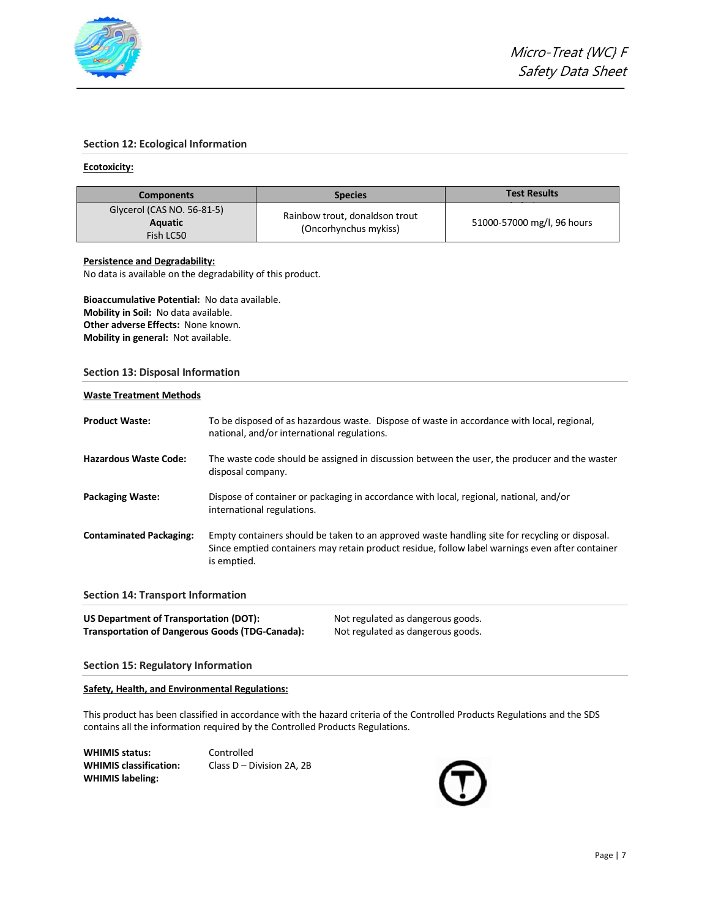## Section 12: Ecological Information

**Ecotoxicity:**

| Components | Species | Test Results |
|---|---|---|
| Glycerol (CAS NO. 56-81-5) **Aquatic** Fish LC50 | Rainbow trout, donaldson trout (Oncorhynchus mykiss) | 51000-57000 mg/l, 96 hours |

**Persistence and Degradability:**
No data is available on the degradability of this product.

**Bioaccumulative Potential:** No data available.
**Mobility in Soil:** No data available.
**Other adverse Effects:** None known.
**Mobility in general:** Not available.

## Section 13: Disposal Information

**Waste Treatment Methods**

**Product Waste:** To be disposed of as hazardous waste. Dispose of waste in accordance with local, regional, national, and/or international regulations.

**Hazardous Waste Code:** The waste code should be assigned in discussion between the user, the producer and the waster disposal company.

**Packaging Waste:** Dispose of container or packaging in accordance with local, regional, national, and/or international regulations.

**Contaminated Packaging:** Empty containers should be taken to an approved waste handling site for recycling or disposal. Since emptied containers may retain product residue, follow label warnings even after container is emptied.

## Section 14: Transport Information

**US Department of Transportation (DOT):** Not regulated as dangerous goods.
**Transportation of Dangerous Goods (TDG-Canada):** Not regulated as dangerous goods.

## Section 15: Regulatory Information

**Safety, Health, and Environmental Regulations:**

This product has been classified in accordance with the hazard criteria of the Controlled Products Regulations and the SDS contains all the information required by the Controlled Products Regulations.

**WHIMIS status:** Controlled
**WHIMIS classification:** Class D – Division 2A, 2B
**WHIMIS labeling:**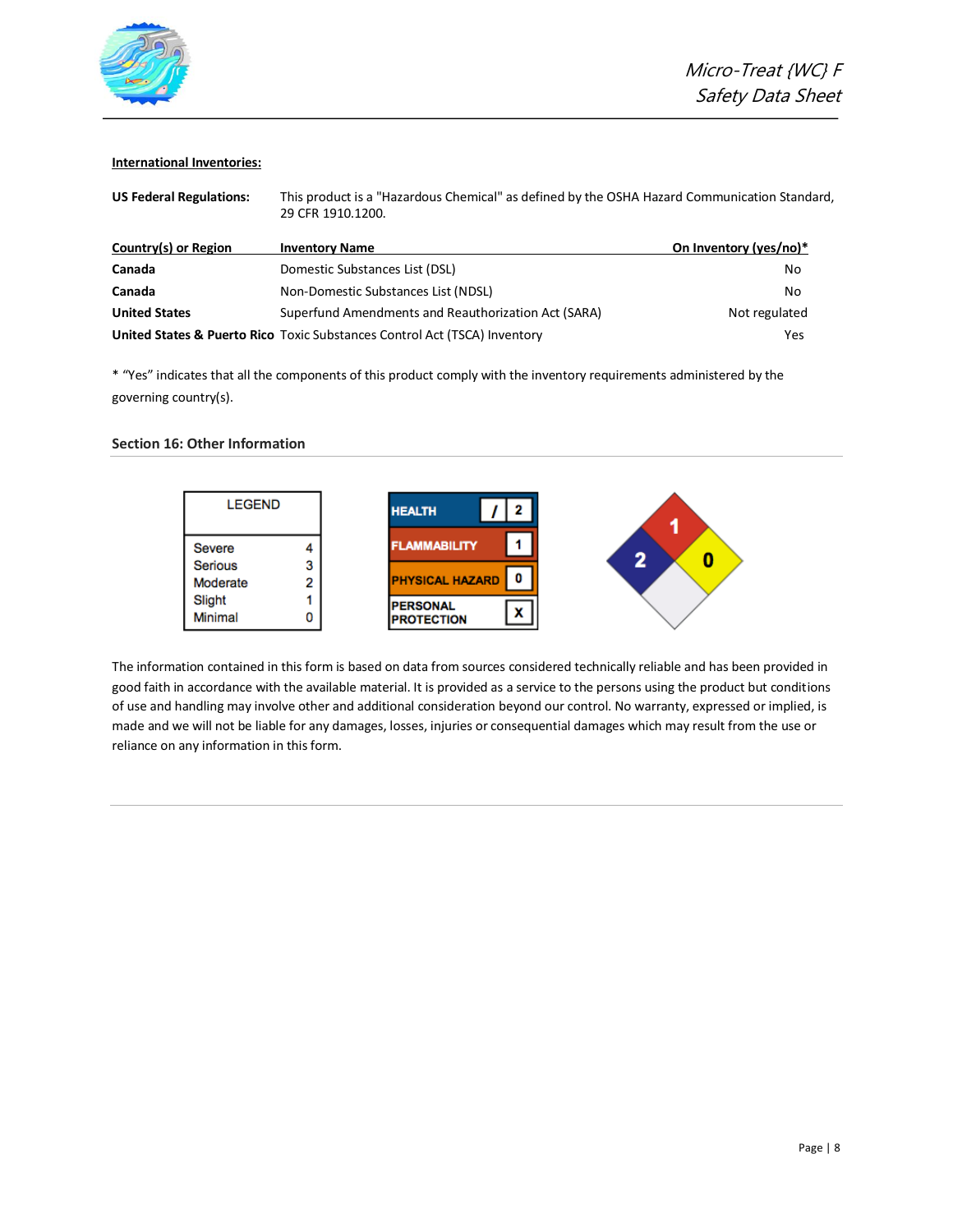**International Inventories:**

**US Federal Regulations:** This product is a "Hazardous Chemical" as defined by the OSHA Hazard Communication Standard, 29 CFR 1910.1200.

| Country(s) or Region | Inventory Name | On Inventory (yes/no)* |
|---|---|---|
| **Canada** | Domestic Substances List (DSL) | No |
| **Canada** | Non-Domestic Substances List (NDSL) | No |
| **United States** | Superfund Amendments and Reauthorization Act (SARA) | Not regulated |
| **United States & Puerto Rico** | Toxic Substances Control Act (TSCA) Inventory | Yes |

* "Yes" indicates that all the components of this product comply with the inventory requirements administered by the governing country(s).

## Section 16: Other Information

| LEGEND | |
|---|---|
| Severe | 4 |
| Serious | 3 |
| Moderate | 2 |
| Slight | 1 |
| Minimal | 0 |

| | |
|---|---|
| HEALTH | / 2 |
| FLAMMABILITY | 1 |
| PHYSICAL HAZARD | 0 |
| PERSONAL PROTECTION | X |

1
2
0

The information contained in this form is based on data from sources considered technically reliable and has been provided in good faith in accordance with the available material. It is provided as a service to the persons using the product but conditions of use and handling may involve other and additional consideration beyond our control. No warranty, expressed or implied, is made and we will not be liable for any damages, losses, injuries or consequential damages which may result from the use or reliance on any information in this form.